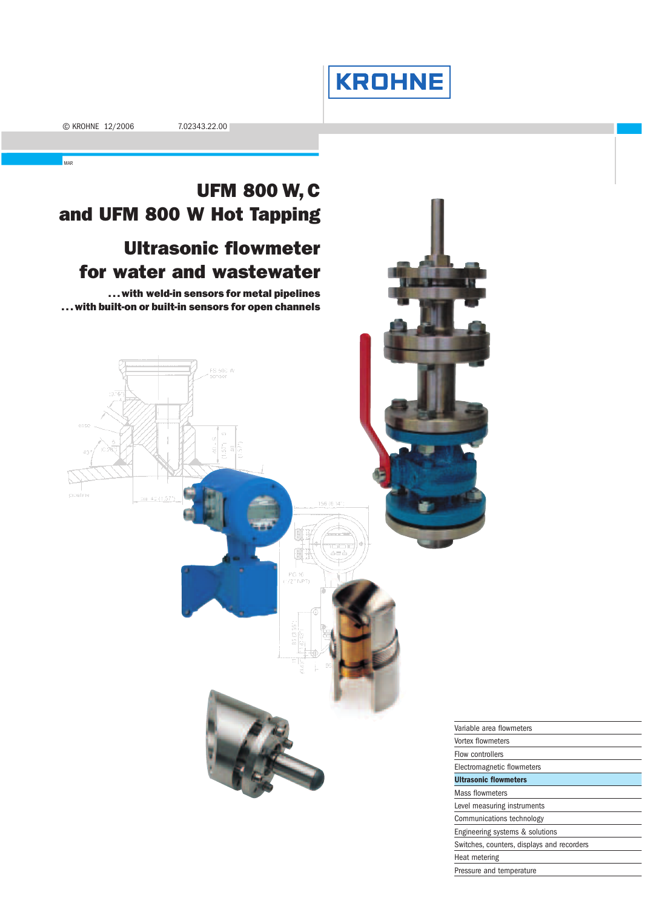KROHNE

© KROHNE 12/2006 7.02343.22.00

MAR

# UFM 800 W, C and UFM 800 W Hot Tapping

## Ultrasonic flowmeter for water and wastewater

**...with weld-in sensors for metal pipelines**
**...with built-on or built-in sensors for open channels**

- Variable area flowmeters
- Vortex flowmeters
- Flow controllers
- Electromagnetic flowmeters
- **Ultrasonic flowmeters**
- Mass flowmeters
- Level measuring instruments
- Communications technology
- Engineering systems & solutions
- Switches, counters, displays and recorders
- Heat metering
- Pressure and temperature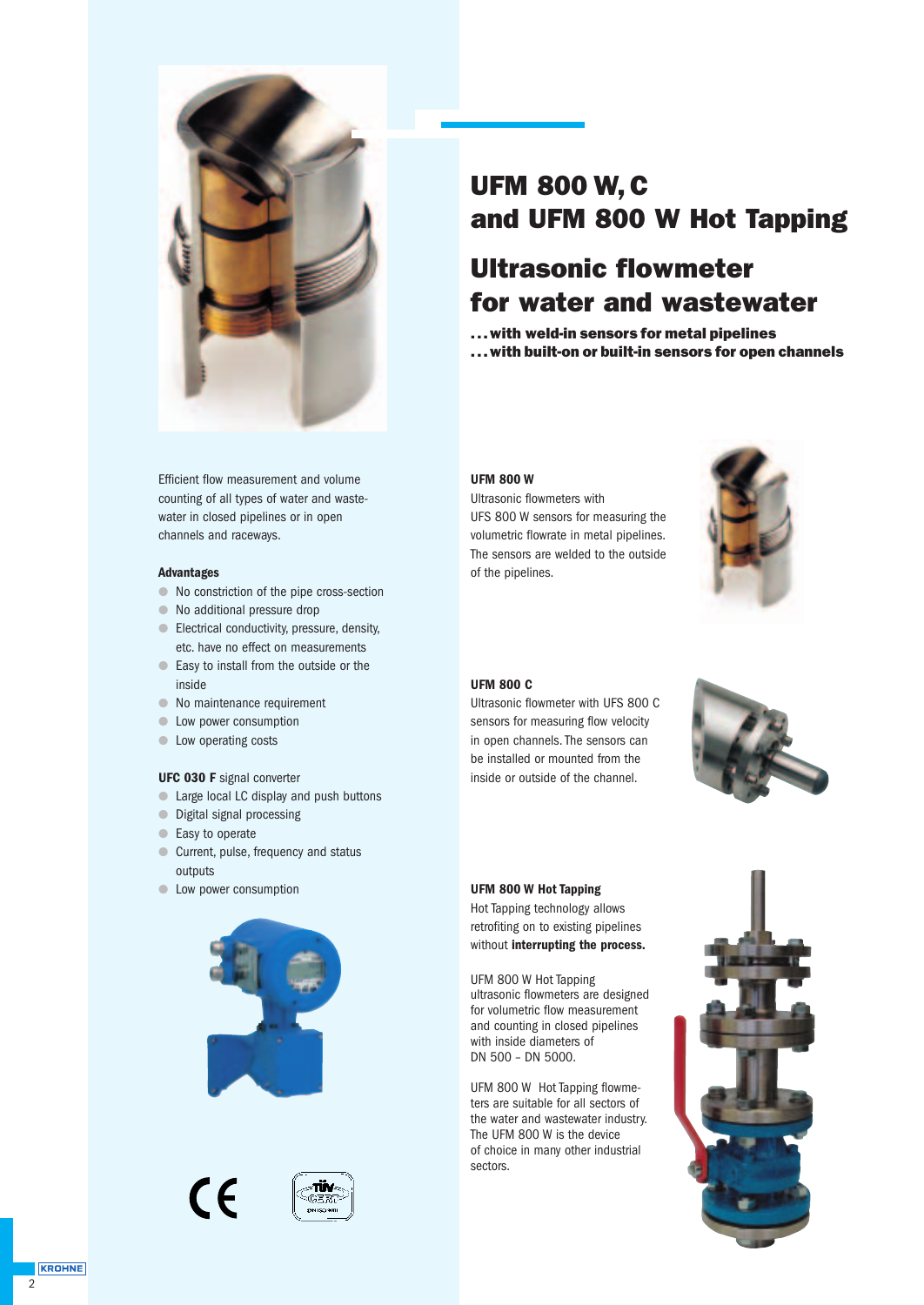# UFM 800 W, C and UFM 800 W Hot Tapping

## Ultrasonic flowmeter for water and wastewater

**...with weld-in sensors for metal pipelines**
**...with built-on or built-in sensors for open channels**

Efficient flow measurement and volume counting of all types of water and wastewater in closed pipelines or in open channels and raceways.

**Advantages**

- No constriction of the pipe cross-section
- No additional pressure drop
- Electrical conductivity, pressure, density, etc. have no effect on measurements
- Easy to install from the outside or the inside
- No maintenance requirement
- Low power consumption
- Low operating costs

**UFC 030 F** signal converter

- Large local LC display and push buttons
- Digital signal processing
- Easy to operate
- Current, pulse, frequency and status outputs
- Low power consumption

**UFM 800 W**

Ultrasonic flowmeters with UFS 800 W sensors for measuring the volumetric flowrate in metal pipelines. The sensors are welded to the outside of the pipelines.

**UFM 800 C**

Ultrasonic flowmeter with UFS 800 C sensors for measuring flow velocity in open channels. The sensors can be installed or mounted from the inside or outside of the channel.

**UFM 800 W Hot Tapping**

Hot Tapping technology allows retrofiting on to existing pipelines without **interrupting the process.**

UFM 800 W Hot Tapping ultrasonic flowmeters are designed for volumetric flow measurement and counting in closed pipelines with inside diameters of DN 500 – DN 5000.

UFM 800 W Hot Tapping flowmeters are suitable for all sectors of the water and wastewater industry. The UFM 800 W is the device of choice in many other industrial sectors.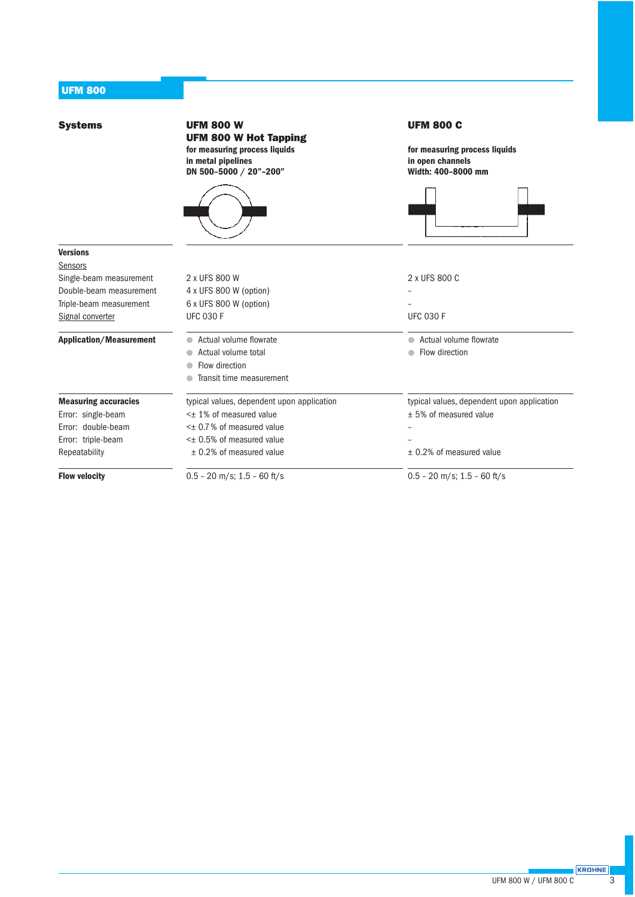# UFM 800

| Systems | UFM 800 W<br>UFM 800 W Hot Tapping<br>for measuring process liquids<br>in metal pipelines<br>DN 500–5000 / 20"–200" | UFM 800 C<br>for measuring process liquids<br>in open channels<br>Width: 400–8000 mm |
|---|---|---|
| **Versions** | | |
| Sensors | | |
| Single-beam measurement | 2 x UFS 800 W | 2 x UFS 800 C |
| Double-beam measurement | 4 x UFS 800 W (option) | – |
| Triple-beam measurement | 6 x UFS 800 W (option) | – |
| Signal converter | UFC 030 F | UFC 030 F |
| **Application/Measurement** | ● Actual volume flowrate<br>● Actual volume total<br>● Flow direction<br>● Transit time measurement | ● Actual volume flowrate<br>● Flow direction |
| **Measuring accuracies** | typical values, dependent upon application | typical values, dependent upon application |
| Error: single-beam | <± 1% of measured value | ± 5% of measured value |
| Error: double-beam | <± 0.7 % of measured value | – |
| Error: triple-beam | <± 0.5% of measured value | – |
| Repeatability | ± 0.2% of measured value | ± 0.2% of measured value |
| **Flow velocity** | 0.5 – 20 m/s; 1.5 – 60 ft/s | 0.5 – 20 m/s; 1.5 – 60 ft/s |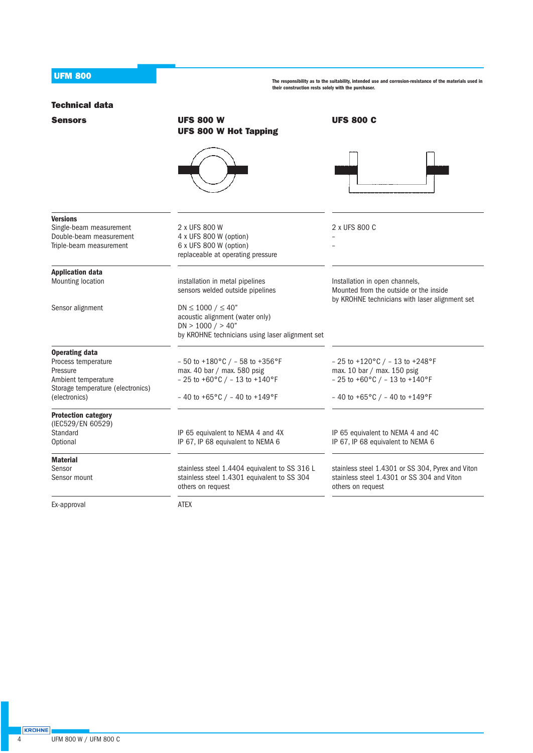# UFM 800

The responsibility as to the suitability, intended use and corrosion-resistance of the materials used in their construction rests solely with the purchaser.

## Technical data

| Sensors | UFS 800 W<br>UFS 800 W Hot Tapping | UFS 800 C |
|---|---|---|
| **Versions** | | |
| Single-beam measurement | 2 x UFS 800 W | 2 x UFS 800 C |
| Double-beam measurement | 4 x UFS 800 W (option) | – |
| Triple-beam measurement | 6 x UFS 800 W (option)<br>replaceable at operating pressure | – |
| **Application data** | | |
| Mounting location | installation in metal pipelines<br>sensors welded outside pipelines | Installation in open channels,<br>Mounted from the outside or the inside<br>by KROHNE technicians with laser alignment set |
| Sensor alignment | DN ≤ 1000 / ≤ 40"<br>acoustic alignment (water only)<br>DN > 1000 / > 40"<br>by KROHNE technicians using laser alignment set | |
| **Operating data** | | |
| Process temperature | – 50 to +180°C / – 58 to +356°F | – 25 to +120°C / – 13 to +248°F |
| Pressure | max. 40 bar / max. 580 psig | max. 10 bar / max. 150 psig |
| Ambient temperature | – 25 to +60°C / – 13 to +140°F | – 25 to +60°C / – 13 to +140°F |
| Storage temperature (electronics)<br>(electronics) | – 40 to +65°C / – 40 to +149°F | – 40 to +65°C / – 40 to +149°F |
| **Protection category**<br>(IEC529/EN 60529) | | |
| Standard | IP 65 equivalent to NEMA 4 and 4X | IP 65 equivalent to NEMA 4 and 4C |
| Optional | IP 67, IP 68 equivalent to NEMA 6 | IP 67, IP 68 equivalent to NEMA 6 |
| **Material** | | |
| Sensor | stainless steel 1.4404 equivalent to SS 316 L | stainless steel 1.4301 or SS 304, Pyrex and Viton |
| Sensor mount | stainless steel 1.4301 equivalent to SS 304<br>others on request | stainless steel 1.4301 or SS 304 and Viton<br>others on request |
| Ex-approval | ATEX | |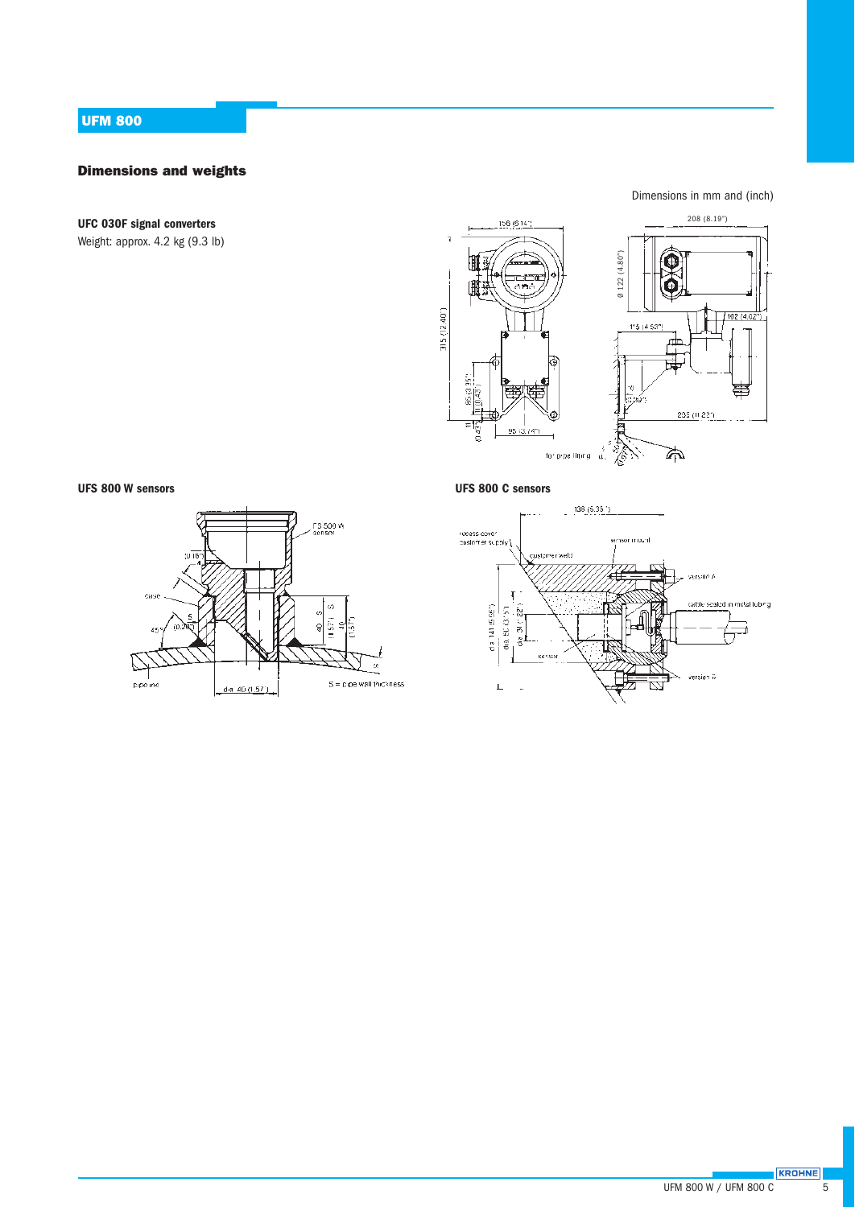# Dimensions and weights

Dimensions in mm and (inch)

**UFC 030F signal converters**

Weight: approx. 4.2 kg (9.3 lb)

**UFS 800 W sensors**

**UFS 800 C sensors**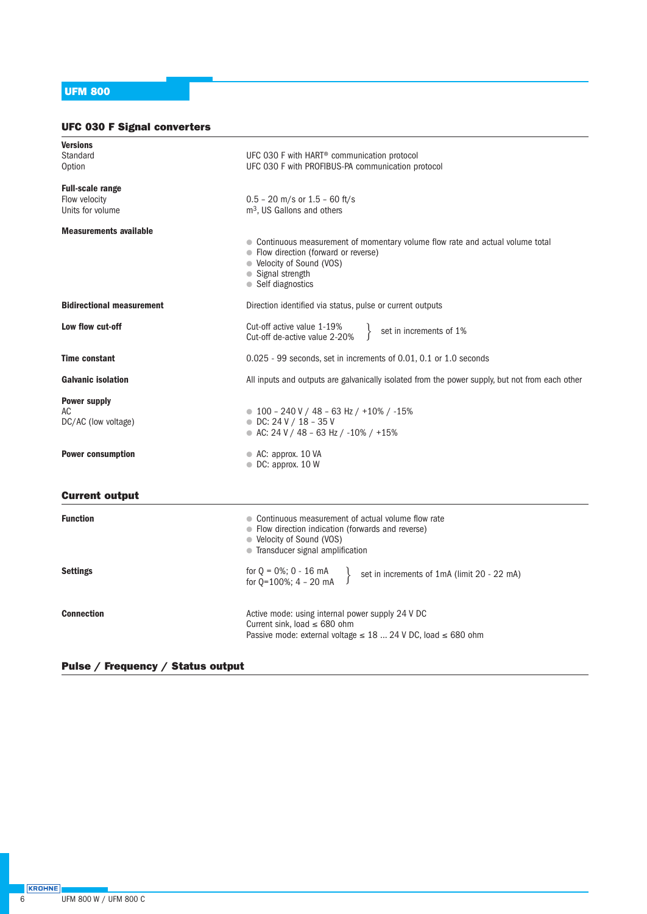UFM 800

## UFC 030 F Signal converters

| | |
|---|---|
| **Versions** | |
| Standard | UFC 030 F with HART® communication protocol |
| Option | UFC 030 F with PROFIBUS-PA communication protocol |
| **Full-scale range** | |
| Flow velocity | 0.5 – 20 m/s or 1.5 – 60 ft/s |
| Units for volume | $m^3$, US Gallons and others |
| **Measurements available** | • Continuous measurement of momentary volume flow rate and actual volume total<br>• Flow direction (forward or reverse)<br>• Velocity of Sound (VOS)<br>• Signal strength<br>• Self diagnostics |
| **Bidirectional measurement** | Direction identified via status, pulse or current outputs |
| **Low flow cut-off** | Cut-off active value 1-19%<br>Cut-off de-active value 2-20% } set in increments of 1% |
| **Time constant** | 0.025 - 99 seconds, set in increments of 0.01, 0.1 or 1.0 seconds |
| **Galvanic isolation** | All inputs and outputs are galvanically isolated from the power supply, but not from each other |
| **Power supply** | |
| AC | • 100 – 240 V / 48 – 63 Hz / +10% / -15% |
| DC/AC (low voltage) | • DC: 24 V / 18 – 35 V<br>• AC: 24 V / 48 – 63 Hz / -10% / +15% |
| **Power consumption** | • AC: approx. 10 VA<br>• DC: approx. 10 W |

## Current output

| | |
|---|---|
| **Function** | • Continuous measurement of actual volume flow rate<br>• Flow direction indication (forwards and reverse)<br>• Velocity of Sound (VOS)<br>• Transducer signal amplification |
| **Settings** | for Q = 0%; 0 - 16 mA<br>for Q=100%; 4 – 20 mA } set in increments of 1mA (limit 20 - 22 mA) |
| **Connection** | Active mode: using internal power supply 24 V DC<br>Current sink, load ≤ 680 ohm<br>Passive mode: external voltage ≤ 18 ... 24 V DC, load ≤ 680 ohm |

## Pulse / Frequency / Status output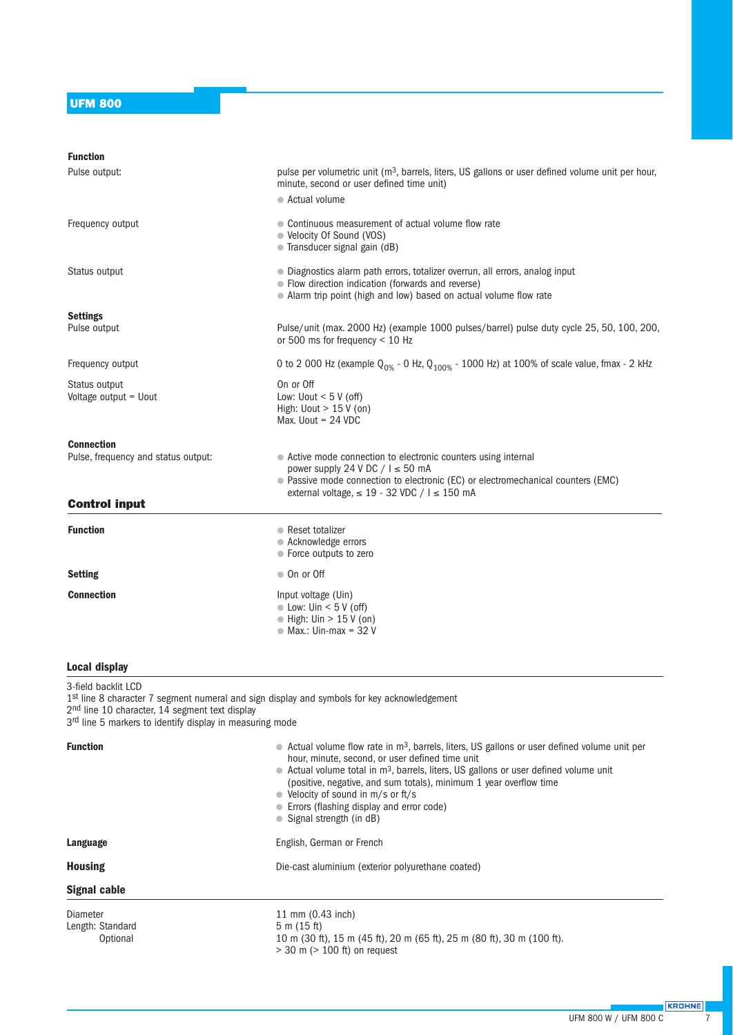## UFM 800

**Function**

| | |
|---|---|
| Pulse output: | pulse per volumetric unit ($m^3$, barrels, liters, US gallons or user defined volume unit per hour, minute, second or user defined time unit)<br>● Actual volume |
| Frequency output | ● Continuous measurement of actual volume flow rate<br>● Velocity Of Sound (VOS)<br>● Transducer signal gain (dB) |
| Status output | ● Diagnostics alarm path errors, totalizer overrun, all errors, analog input<br>● Flow direction indication (forwards and reverse)<br>● Alarm trip point (high and low) based on actual volume flow rate |

**Settings**

| | |
|---|---|
| Pulse output | Pulse/unit (max. 2000 Hz) (example 1000 pulses/barrel) pulse duty cycle 25, 50, 100, 200, or 500 ms for frequency < 10 Hz |
| Frequency output | 0 to 2 000 Hz (example $Q_{0\%}$ - 0 Hz, $Q_{100\%}$ - 1000 Hz) at 100% of scale value, fmax - 2 kHz |
| Status output<br>Voltage output = Uout | On or Off<br>Low: Uout < 5 V (off)<br>High: Uout > 15 V (on)<br>Max. Uout = 24 VDC |

**Connection**

| | |
|---|---|
| Pulse, frequency and status output: | ● Active mode connection to electronic counters using internal power supply 24 V DC / I ≤ 50 mA<br>● Passive mode connection to electronic (EC) or electromechanical counters (EMC) external voltage, ≤ 19 - 32 VDC / I ≤ 150 mA |

### Control input

| | |
|---|---|
| **Function** | ● Reset totalizer<br>● Acknowledge errors<br>● Force outputs to zero |
| **Setting** | ● On or Off |
| **Connection** | Input voltage (Uin)<br>● Low: Uin < 5 V (off)<br>● High: Uin > 15 V (on)<br>● Max.: Uin-max = 32 V |

### Local display

3-field backlit LCD
1st line 8 character 7 segment numeral and sign display and symbols for key acknowledgement
2nd line 10 character, 14 segment text display
3rd line 5 markers to identify display in measuring mode

| | |
|---|---|
| **Function** | ● Actual volume flow rate in $m^3$, barrels, liters, US gallons or user defined volume unit per hour, minute, second, or user defined time unit<br>● Actual volume total in $m^3$, barrels, liters, US gallons or user defined volume unit (positive, negative, and sum totals), minimum 1 year overflow time<br>● Velocity of sound in m/s or ft/s<br>● Errors (flashing display and error code)<br>● Signal strength (in dB) |
| **Language** | English, German or French |
| **Housing** | Die-cast aluminium (exterior polyurethane coated) |

### Signal cable

| | |
|---|---|
| Diameter | 11 mm (0.43 inch) |
| Length: Standard | 5 m (15 ft) |
| Optional | 10 m (30 ft), 15 m (45 ft), 20 m (65 ft), 25 m (80 ft), 30 m (100 ft).<br>> 30 m (> 100 ft) on request |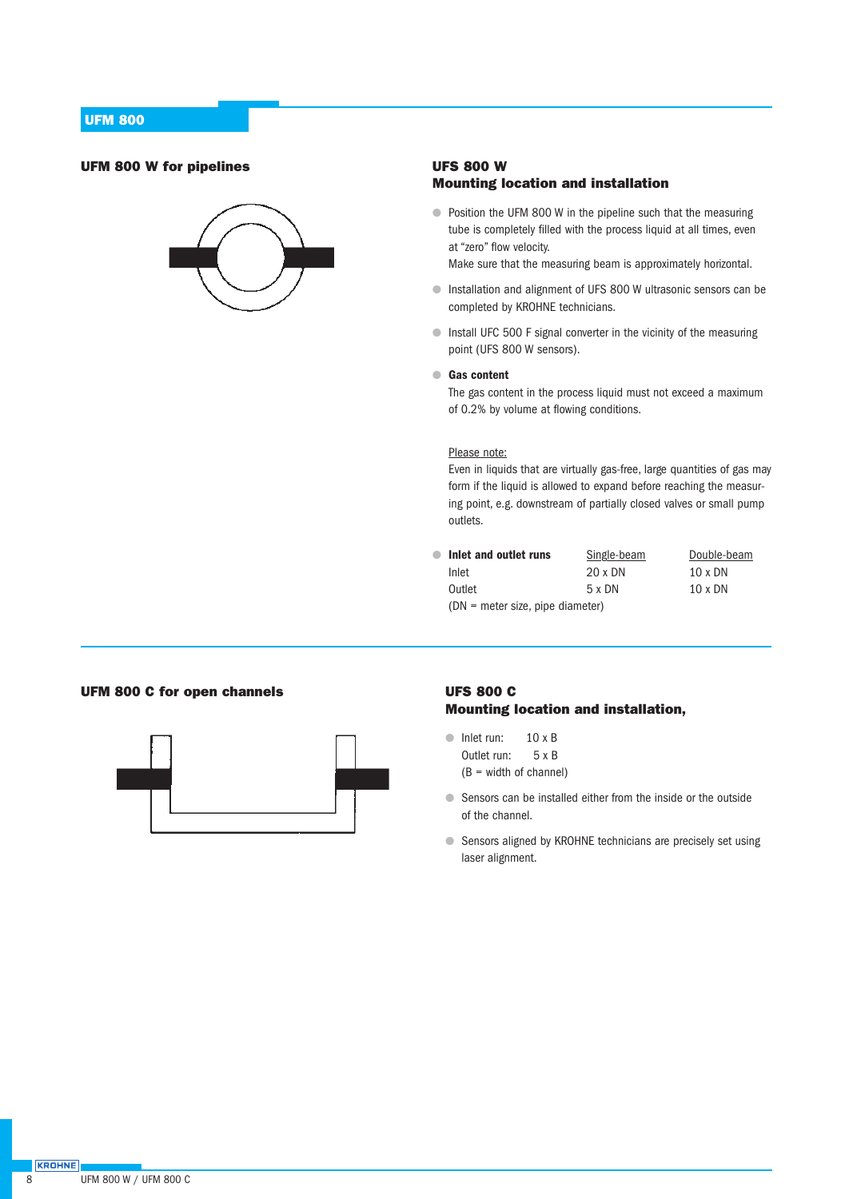## UFM 800 W for pipelines

## UFS 800 W
## Mounting location and installation

- Position the UFM 800 W in the pipeline such that the measuring tube is completely filled with the process liquid at all times, even at "zero" flow velocity.
  Make sure that the measuring beam is approximately horizontal.
- Installation and alignment of UFS 800 W ultrasonic sensors can be completed by KROHNE technicians.
- Install UFC 500 F signal converter in the vicinity of the measuring point (UFS 800 W sensors).
- **Gas content**
  The gas content in the process liquid must not exceed a maximum of 0.2% by volume at flowing conditions.

  Please note:
  Even in liquids that are virtually gas-free, large quantities of gas may form if the liquid is allowed to expand before reaching the measuring point, e.g. downstream of partially closed valves or small pump outlets.

- **Inlet and outlet runs**

| **Inlet and outlet runs** | Single-beam | Double-beam |
|---|---|---|
| Inlet | 20 x DN | 10 x DN |
| Outlet | 5 x DN | 10 x DN |

(DN = meter size, pipe diameter)

## UFM 800 C for open channels

## UFS 800 C
## Mounting location and installation,

- Inlet run: 10 x B
  Outlet run: 5 x B
  (B = width of channel)
- Sensors can be installed either from the inside or the outside of the channel.
- Sensors aligned by KROHNE technicians are precisely set using laser alignment.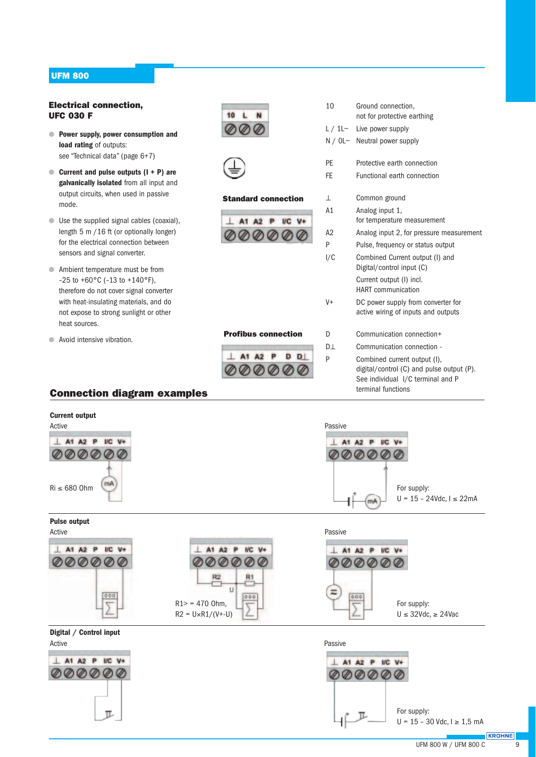## UFM 800

### Electrical connection, UFC 030 F

- **Power supply, power consumption and load rating** of outputs: see "Technical data" (page 6+7)
- **Current and pulse outputs (I + P) are galvanically isolated** from all input and output circuits, when used in passive mode.
- Use the supplied signal cables (coaxial), length 5 m / 16 ft (or optionally longer) for the electrical connection between sensors and signal converter.
- Ambient temperature must be from –25 to +60°C (–13 to +140°F), therefore do not cover signal converter with heat-insulating materials, and do not expose to strong sunlight or other heat sources.
- Avoid intensive vibration.

10 L N

| | |
|---|---|
| 10 | Ground connection, not for protective earthing |
| L / 1L~ | Live power supply |
| N / 0L~ | Neutral power supply |
| PE | Protective earth connection |
| FE | Functional earth connection |

**Standard connection**

⊥ A1 A2 P I/C V+

| | |
|---|---|
| ⊥ | Common ground |
| A1 | Analog input 1, for temperature measurement |
| A2 | Analog input 2, for pressure measurement |
| P | Pulse, frequency or status output |
| I/C | Combined Current output (I) and Digital/control input (C) |
| | Current output (I) incl. HART communication |
| V+ | DC power supply from converter for active wiring of inputs and outputs |

**Profibus connection**

⊥ A1 A2 P D D⊥

| | |
|---|---|
| D | Communication connection+ |
| D⊥ | Communication connection - |
| P | Combined current output (I), digital/control (C) and pulse output (P). See individual I/C terminal and P terminal functions |

## Connection diagram examples

**Current output**

Active

⊥ A1 A2 P I/C V+

mA

Ri ≤ 680 Ohm

Passive

⊥ A1 A2 P I/C V+

mA

For supply:
U = 15 - 24Vdc, I ≤ 22mA

**Pulse output**

Active

⊥ A1 A2 P I/C V+

⊥ A1 A2 P I/C V+

R2 R1 U

R1> = 470 Ohm,
R2 = U×R1/(V+-U)

Passive

⊥ A1 A2 P I/C V+

For supply:
U ≤ 32Vdc, ≥ 24Vac

**Digital / Control input**

Active

⊥ A1 A2 P I/C V+

Passive

⊥ A1 A2 P I/C V+

For supply:
U = 15 - 30 Vdc, I ≥ 1,5 mA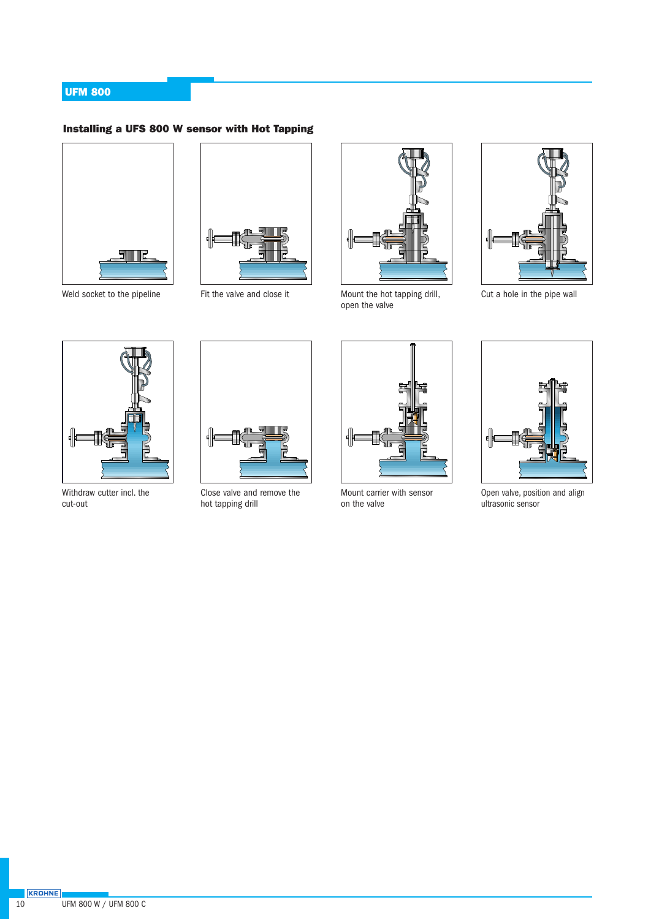## Installing a UFS 800 W sensor with Hot Tapping

Weld socket to the pipeline

Fit the valve and close it

Mount the hot tapping drill, open the valve

Cut a hole in the pipe wall

Withdraw cutter incl. the cut-out

Close valve and remove the hot tapping drill

Mount carrier with sensor on the valve

Open valve, position and align ultrasonic sensor